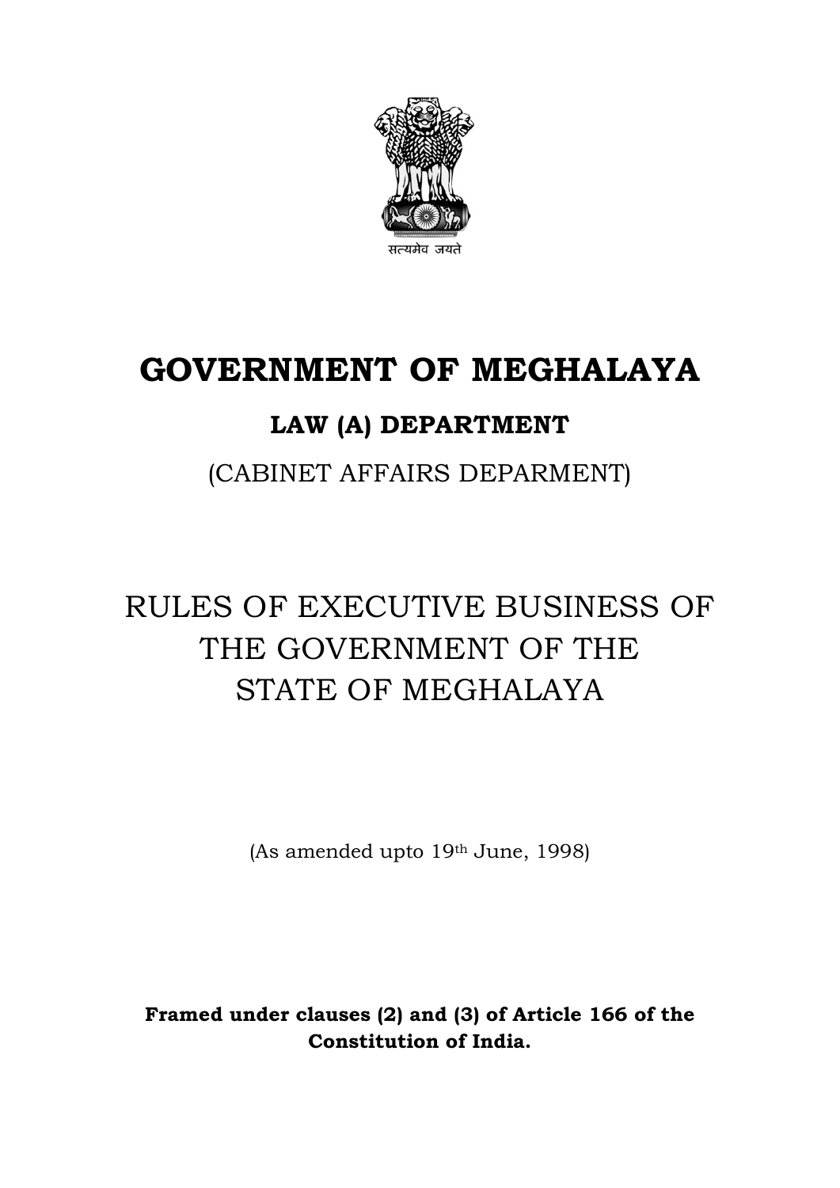सत्यमेव जयते

# GOVERNMENT OF MEGHALAYA

## LAW (A) DEPARTMENT

(CABINET AFFAIRS DEPARMENT)

# RULES OF EXECUTIVE BUSINESS OF THE GOVERNMENT OF THE STATE OF MEGHALAYA

(As amended upto 19th June, 1998)

**Framed under clauses (2) and (3) of Article 166 of the Constitution of India.**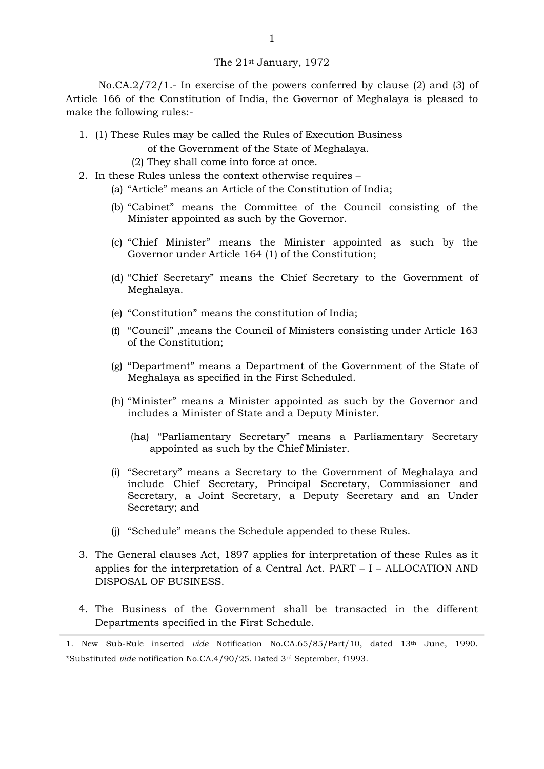The 21st January, 1972

No.CA.2/72/1.- In exercise of the powers conferred by clause (2) and (3) of Article 166 of the Constitution of India, the Governor of Meghalaya is pleased to make the following rules:-

1. (1) These Rules may be called the Rules of Execution Business of the Government of the State of Meghalaya.

   (2) They shall come into force at once.

2. In these Rules unless the context otherwise requires –
   - (a) "Article" means an Article of the Constitution of India;
   - (b) "Cabinet" means the Committee of the Council consisting of the Minister appointed as such by the Governor.
   - (c) "Chief Minister" means the Minister appointed as such by the Governor under Article 164 (1) of the Constitution;
   - (d) "Chief Secretary" means the Chief Secretary to the Government of Meghalaya.
   - (e) "Constitution" means the constitution of India;
   - (f) "Council" ,means the Council of Ministers consisting under Article 163 of the Constitution;
   - (g) "Department" means a Department of the Government of the State of Meghalaya as specified in the First Scheduled.
   - (h) "Minister" means a Minister appointed as such by the Governor and includes a Minister of State and a Deputy Minister.
     - (ha) "Parliamentary Secretary" means a Parliamentary Secretary appointed as such by the Chief Minister.
   - (i) "Secretary" means a Secretary to the Government of Meghalaya and include Chief Secretary, Principal Secretary, Commissioner and Secretary, a Joint Secretary, a Deputy Secretary and an Under Secretary; and
   - (j) "Schedule" means the Schedule appended to these Rules.

3. The General clauses Act, 1897 applies for interpretation of these Rules as it applies for the interpretation of a Central Act. PART – I – ALLOCATION AND DISPOSAL OF BUSINESS.

4. The Business of the Government shall be transacted in the different Departments specified in the First Schedule.

---

1. New Sub-Rule inserted *vide* Notification No.CA.65/85/Part/10, dated 13th June, 1990.
*Substituted *vide* notification No.CA.4/90/25. Dated 3rd September, f1993.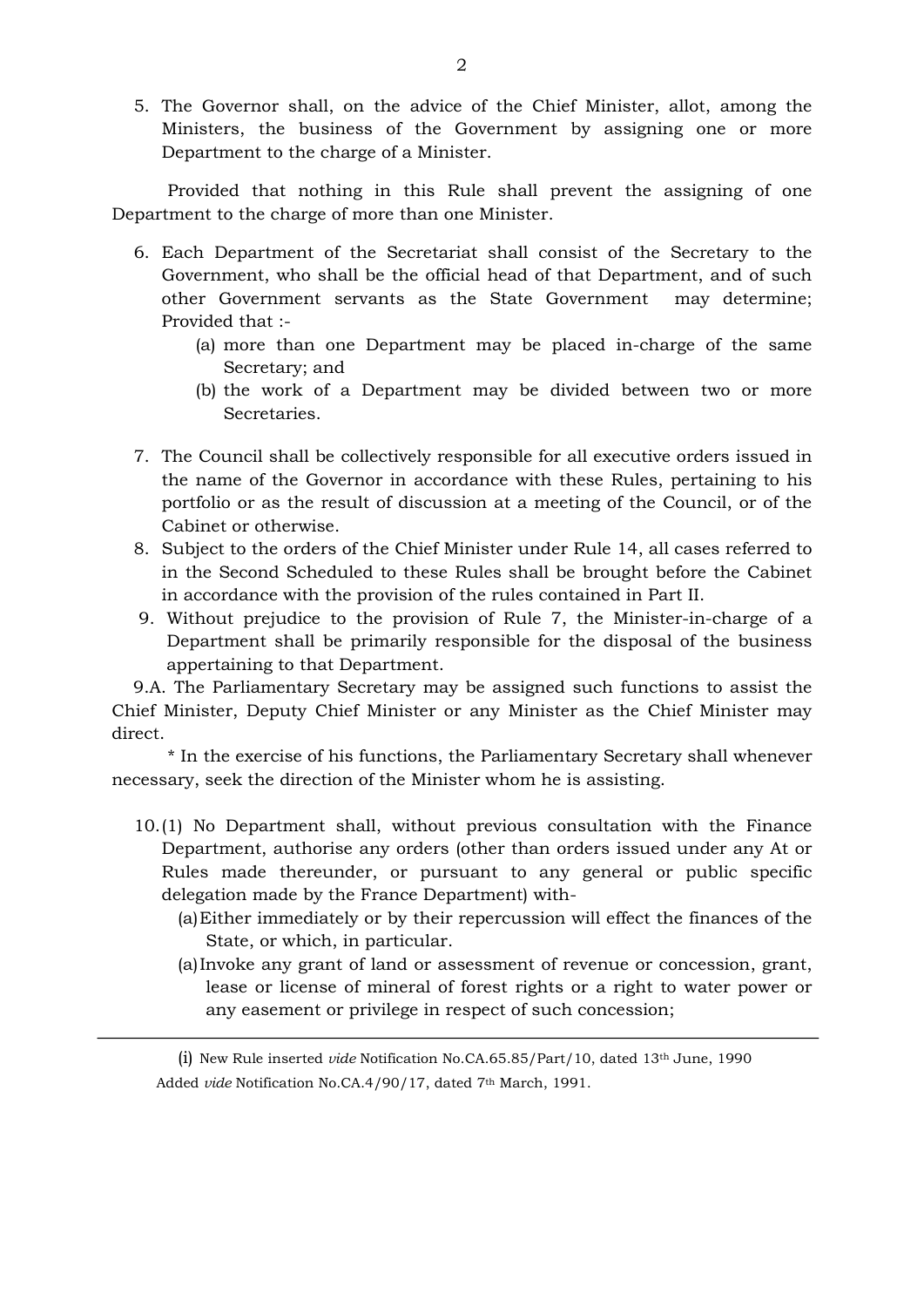5. The Governor shall, on the advice of the Chief Minister, allot, among the Ministers, the business of the Government by assigning one or more Department to the charge of a Minister.

Provided that nothing in this Rule shall prevent the assigning of one Department to the charge of more than one Minister.

6. Each Department of the Secretariat shall consist of the Secretary to the Government, who shall be the official head of that Department, and of such other Government servants as the State Government may determine; Provided that :-
   (a) more than one Department may be placed in-charge of the same Secretary; and
   (b) the work of a Department may be divided between two or more Secretaries.

7. The Council shall be collectively responsible for all executive orders issued in the name of the Governor in accordance with these Rules, pertaining to his portfolio or as the result of discussion at a meeting of the Council, or of the Cabinet or otherwise.
8. Subject to the orders of the Chief Minister under Rule 14, all cases referred to in the Second Scheduled to these Rules shall be brought before the Cabinet in accordance with the provision of the rules contained in Part II.
9. Without prejudice to the provision of Rule 7, the Minister-in-charge of a Department shall be primarily responsible for the disposal of the business appertaining to that Department.

9.A. The Parliamentary Secretary may be assigned such functions to assist the Chief Minister, Deputy Chief Minister or any Minister as the Chief Minister may direct.

* In the exercise of his functions, the Parliamentary Secretary shall whenever necessary, seek the direction of the Minister whom he is assisting.

10. (1) No Department shall, without previous consultation with the Finance Department, authorise any orders (other than orders issued under any At or Rules made thereunder, or pursuant to any general or public specific delegation made by the France Department) with-
   (a) Either immediately or by their repercussion will effect the finances of the State, or which, in particular.
   (a) Invoke any grant of land or assessment of revenue or concession, grant, lease or license of mineral of forest rights or a right to water power or any easement or privilege in respect of such concession;

---

(i) New Rule inserted *vide* Notification No.CA.65.85/Part/10, dated 13th June, 1990

Added *vide* Notification No.CA.4/90/17, dated 7th March, 1991.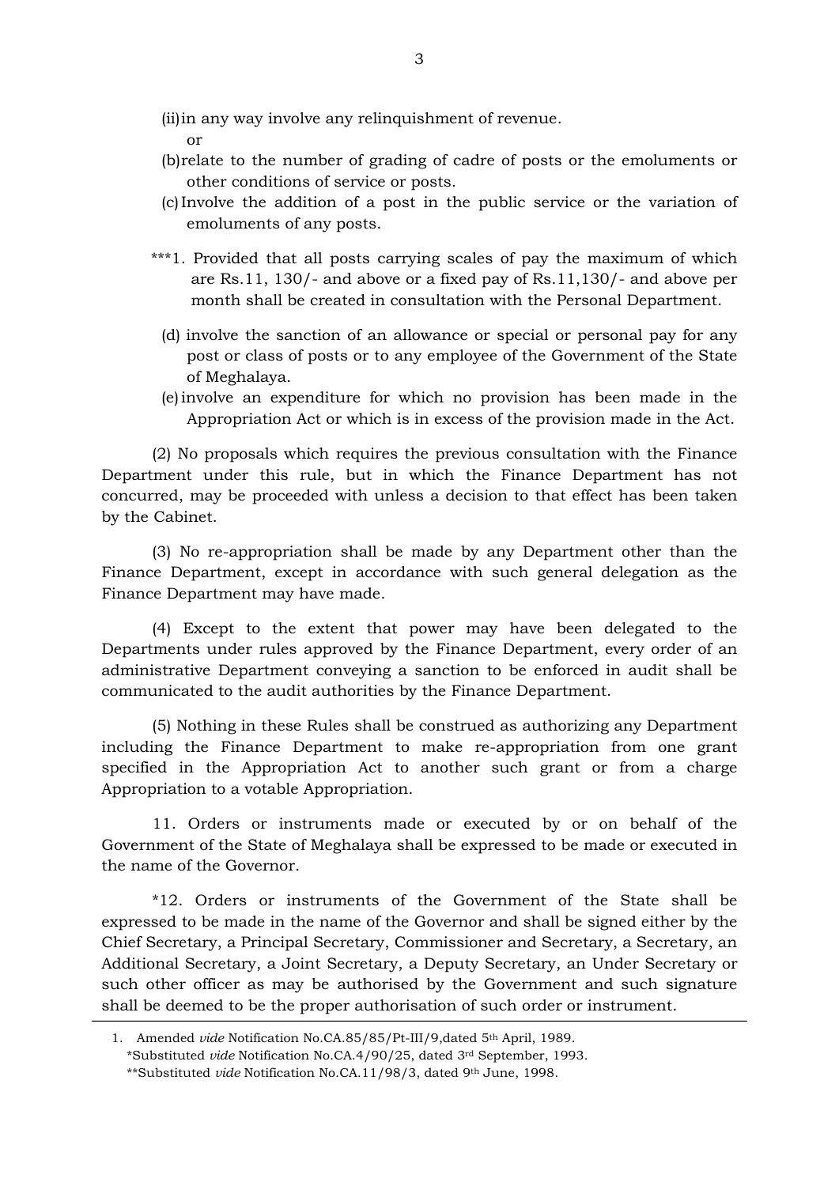(ii) in any way involve any relinquishment of revenue.

or

(b) relate to the number of grading of cadre of posts or the emoluments or other conditions of service or posts.

(c) Involve the addition of a post in the public service or the variation of emoluments of any posts.

***1. Provided that all posts carrying scales of pay the maximum of which are Rs.11, 130/- and above or a fixed pay of Rs.11,130/- and above per month shall be created in consultation with the Personal Department.

(d) involve the sanction of an allowance or special or personal pay for any post or class of posts or to any employee of the Government of the State of Meghalaya.

(e) involve an expenditure for which no provision has been made in the Appropriation Act or which is in excess of the provision made in the Act.

(2) No proposals which requires the previous consultation with the Finance Department under this rule, but in which the Finance Department has not concurred, may be proceeded with unless a decision to that effect has been taken by the Cabinet.

(3) No re-appropriation shall be made by any Department other than the Finance Department, except in accordance with such general delegation as the Finance Department may have made.

(4) Except to the extent that power may have been delegated to the Departments under rules approved by the Finance Department, every order of an administrative Department conveying a sanction to be enforced in audit shall be communicated to the audit authorities by the Finance Department.

(5) Nothing in these Rules shall be construed as authorizing any Department including the Finance Department to make re-appropriation from one grant specified in the Appropriation Act to another such grant or from a charge Appropriation to a votable Appropriation.

11. Orders or instruments made or executed by or on behalf of the Government of the State of Meghalaya shall be expressed to be made or executed in the name of the Governor.

*12. Orders or instruments of the Government of the State shall be expressed to be made in the name of the Governor and shall be signed either by the Chief Secretary, a Principal Secretary, Commissioner and Secretary, a Secretary, an Additional Secretary, a Joint Secretary, a Deputy Secretary, an Under Secretary or such other officer as may be authorised by the Government and such signature shall be deemed to be the proper authorisation of such order or instrument.

---

1. Amended *vide* Notification No.CA.85/85/Pt-III/9,dated 5th April, 1989.

*Substituted *vide* Notification No.CA.4/90/25, dated 3rd September, 1993.

**Substituted *vide* Notification No.CA.11/98/3, dated 9th June, 1998.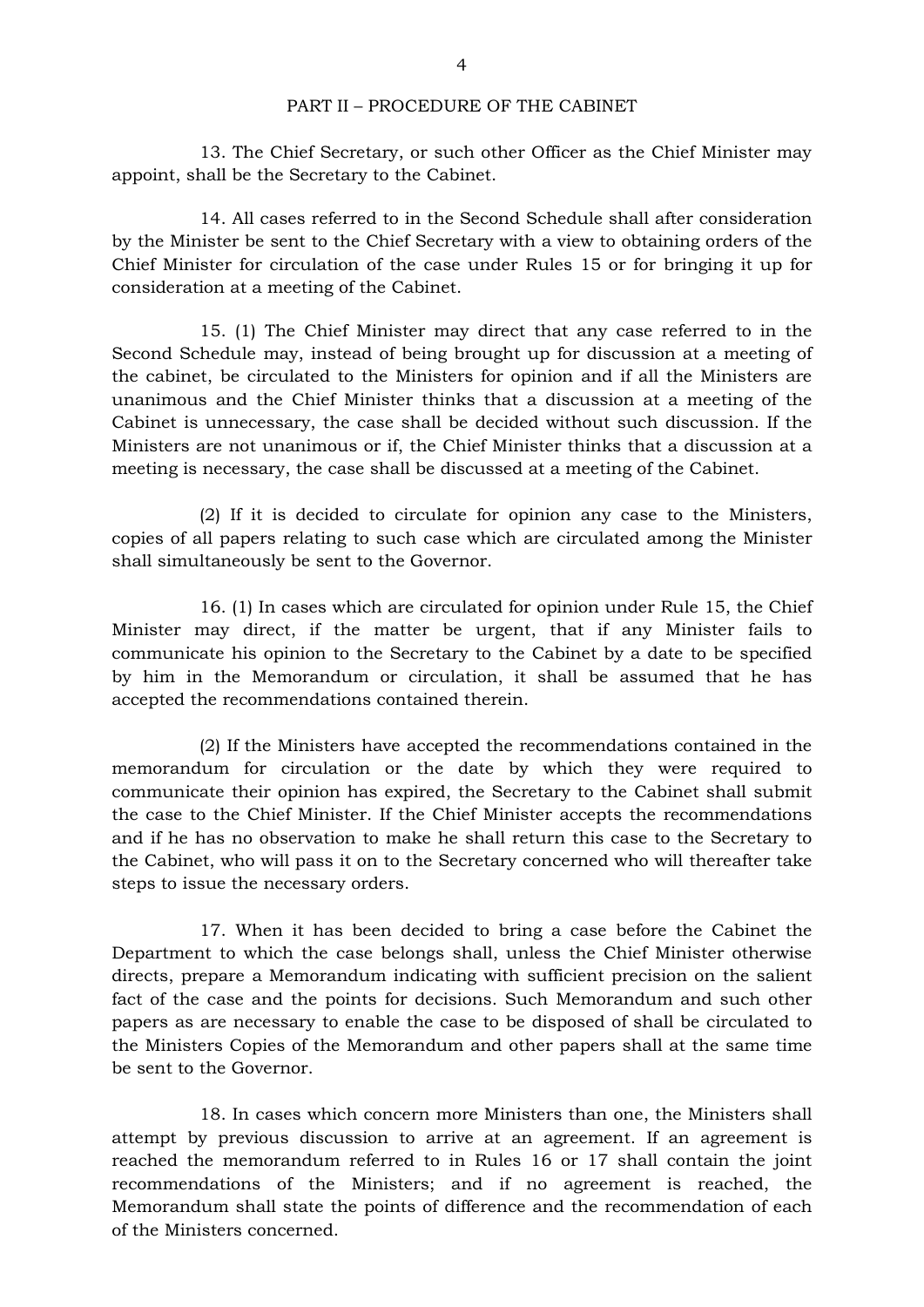## PART II – PROCEDURE OF THE CABINET

13. The Chief Secretary, or such other Officer as the Chief Minister may appoint, shall be the Secretary to the Cabinet.

14. All cases referred to in the Second Schedule shall after consideration by the Minister be sent to the Chief Secretary with a view to obtaining orders of the Chief Minister for circulation of the case under Rules 15 or for bringing it up for consideration at a meeting of the Cabinet.

15. (1) The Chief Minister may direct that any case referred to in the Second Schedule may, instead of being brought up for discussion at a meeting of the cabinet, be circulated to the Ministers for opinion and if all the Ministers are unanimous and the Chief Minister thinks that a discussion at a meeting of the Cabinet is unnecessary, the case shall be decided without such discussion. If the Ministers are not unanimous or if, the Chief Minister thinks that a discussion at a meeting is necessary, the case shall be discussed at a meeting of the Cabinet.

(2) If it is decided to circulate for opinion any case to the Ministers, copies of all papers relating to such case which are circulated among the Minister shall simultaneously be sent to the Governor.

16. (1) In cases which are circulated for opinion under Rule 15, the Chief Minister may direct, if the matter be urgent, that if any Minister fails to communicate his opinion to the Secretary to the Cabinet by a date to be specified by him in the Memorandum or circulation, it shall be assumed that he has accepted the recommendations contained therein.

(2) If the Ministers have accepted the recommendations contained in the memorandum for circulation or the date by which they were required to communicate their opinion has expired, the Secretary to the Cabinet shall submit the case to the Chief Minister. If the Chief Minister accepts the recommendations and if he has no observation to make he shall return this case to the Secretary to the Cabinet, who will pass it on to the Secretary concerned who will thereafter take steps to issue the necessary orders.

17. When it has been decided to bring a case before the Cabinet the Department to which the case belongs shall, unless the Chief Minister otherwise directs, prepare a Memorandum indicating with sufficient precision on the salient fact of the case and the points for decisions. Such Memorandum and such other papers as are necessary to enable the case to be disposed of shall be circulated to the Ministers Copies of the Memorandum and other papers shall at the same time be sent to the Governor.

18. In cases which concern more Ministers than one, the Ministers shall attempt by previous discussion to arrive at an agreement. If an agreement is reached the memorandum referred to in Rules 16 or 17 shall contain the joint recommendations of the Ministers; and if no agreement is reached, the Memorandum shall state the points of difference and the recommendation of each of the Ministers concerned.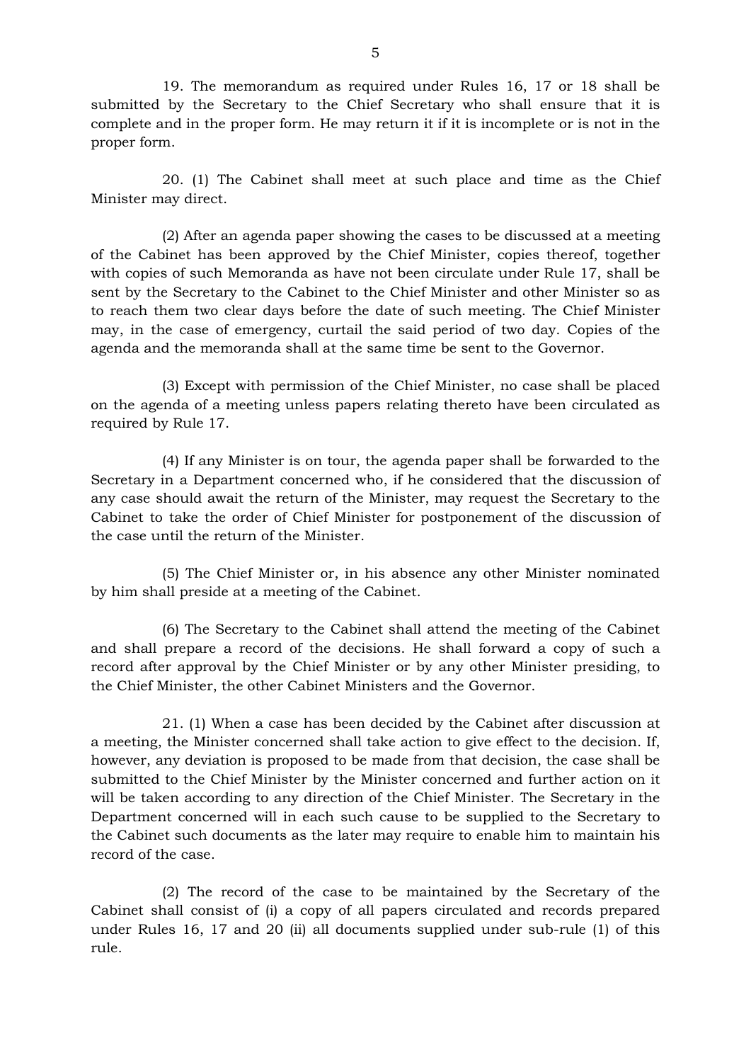19. The memorandum as required under Rules 16, 17 or 18 shall be submitted by the Secretary to the Chief Secretary who shall ensure that it is complete and in the proper form. He may return it if it is incomplete or is not in the proper form.

20. (1) The Cabinet shall meet at such place and time as the Chief Minister may direct.

(2) After an agenda paper showing the cases to be discussed at a meeting of the Cabinet has been approved by the Chief Minister, copies thereof, together with copies of such Memoranda as have not been circulate under Rule 17, shall be sent by the Secretary to the Cabinet to the Chief Minister and other Minister so as to reach them two clear days before the date of such meeting. The Chief Minister may, in the case of emergency, curtail the said period of two day. Copies of the agenda and the memoranda shall at the same time be sent to the Governor.

(3) Except with permission of the Chief Minister, no case shall be placed on the agenda of a meeting unless papers relating thereto have been circulated as required by Rule 17.

(4) If any Minister is on tour, the agenda paper shall be forwarded to the Secretary in a Department concerned who, if he considered that the discussion of any case should await the return of the Minister, may request the Secretary to the Cabinet to take the order of Chief Minister for postponement of the discussion of the case until the return of the Minister.

(5) The Chief Minister or, in his absence any other Minister nominated by him shall preside at a meeting of the Cabinet.

(6) The Secretary to the Cabinet shall attend the meeting of the Cabinet and shall prepare a record of the decisions. He shall forward a copy of such a record after approval by the Chief Minister or by any other Minister presiding, to the Chief Minister, the other Cabinet Ministers and the Governor.

21. (1) When a case has been decided by the Cabinet after discussion at a meeting, the Minister concerned shall take action to give effect to the decision. If, however, any deviation is proposed to be made from that decision, the case shall be submitted to the Chief Minister by the Minister concerned and further action on it will be taken according to any direction of the Chief Minister. The Secretary in the Department concerned will in each such cause to be supplied to the Secretary to the Cabinet such documents as the later may require to enable him to maintain his record of the case.

(2) The record of the case to be maintained by the Secretary of the Cabinet shall consist of (i) a copy of all papers circulated and records prepared under Rules 16, 17 and 20 (ii) all documents supplied under sub-rule (1) of this rule.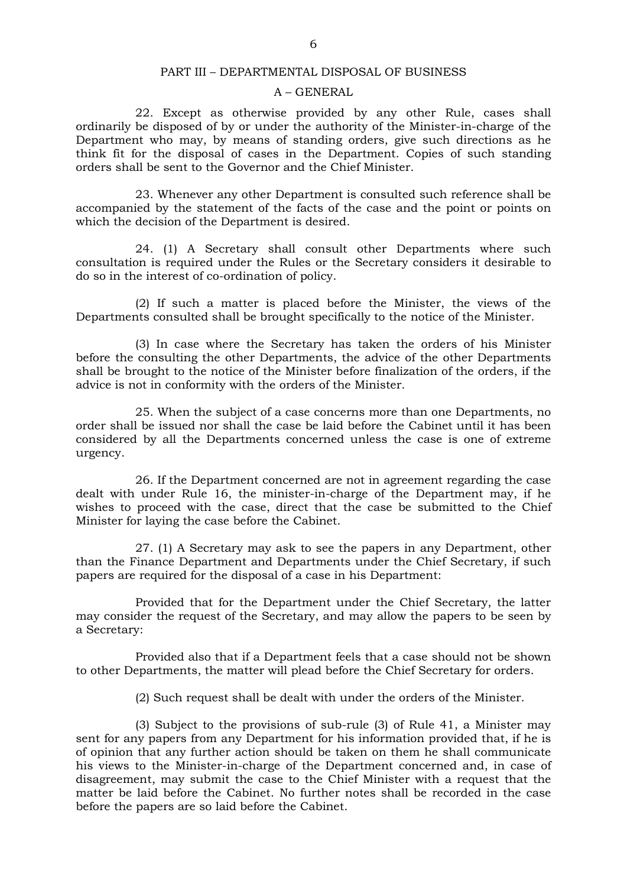## PART III – DEPARTMENTAL DISPOSAL OF BUSINESS

### A – GENERAL

22. Except as otherwise provided by any other Rule, cases shall ordinarily be disposed of by or under the authority of the Minister-in-charge of the Department who may, by means of standing orders, give such directions as he think fit for the disposal of cases in the Department. Copies of such standing orders shall be sent to the Governor and the Chief Minister.

23. Whenever any other Department is consulted such reference shall be accompanied by the statement of the facts of the case and the point or points on which the decision of the Department is desired.

24. (1) A Secretary shall consult other Departments where such consultation is required under the Rules or the Secretary considers it desirable to do so in the interest of co-ordination of policy.

(2) If such a matter is placed before the Minister, the views of the Departments consulted shall be brought specifically to the notice of the Minister.

(3) In case where the Secretary has taken the orders of his Minister before the consulting the other Departments, the advice of the other Departments shall be brought to the notice of the Minister before finalization of the orders, if the advice is not in conformity with the orders of the Minister.

25. When the subject of a case concerns more than one Departments, no order shall be issued nor shall the case be laid before the Cabinet until it has been considered by all the Departments concerned unless the case is one of extreme urgency.

26. If the Department concerned are not in agreement regarding the case dealt with under Rule 16, the minister-in-charge of the Department may, if he wishes to proceed with the case, direct that the case be submitted to the Chief Minister for laying the case before the Cabinet.

27. (1) A Secretary may ask to see the papers in any Department, other than the Finance Department and Departments under the Chief Secretary, if such papers are required for the disposal of a case in his Department:

Provided that for the Department under the Chief Secretary, the latter may consider the request of the Secretary, and may allow the papers to be seen by a Secretary:

Provided also that if a Department feels that a case should not be shown to other Departments, the matter will plead before the Chief Secretary for orders.

(2) Such request shall be dealt with under the orders of the Minister.

(3) Subject to the provisions of sub-rule (3) of Rule 41, a Minister may sent for any papers from any Department for his information provided that, if he is of opinion that any further action should be taken on them he shall communicate his views to the Minister-in-charge of the Department concerned and, in case of disagreement, may submit the case to the Chief Minister with a request that the matter be laid before the Cabinet. No further notes shall be recorded in the case before the papers are so laid before the Cabinet.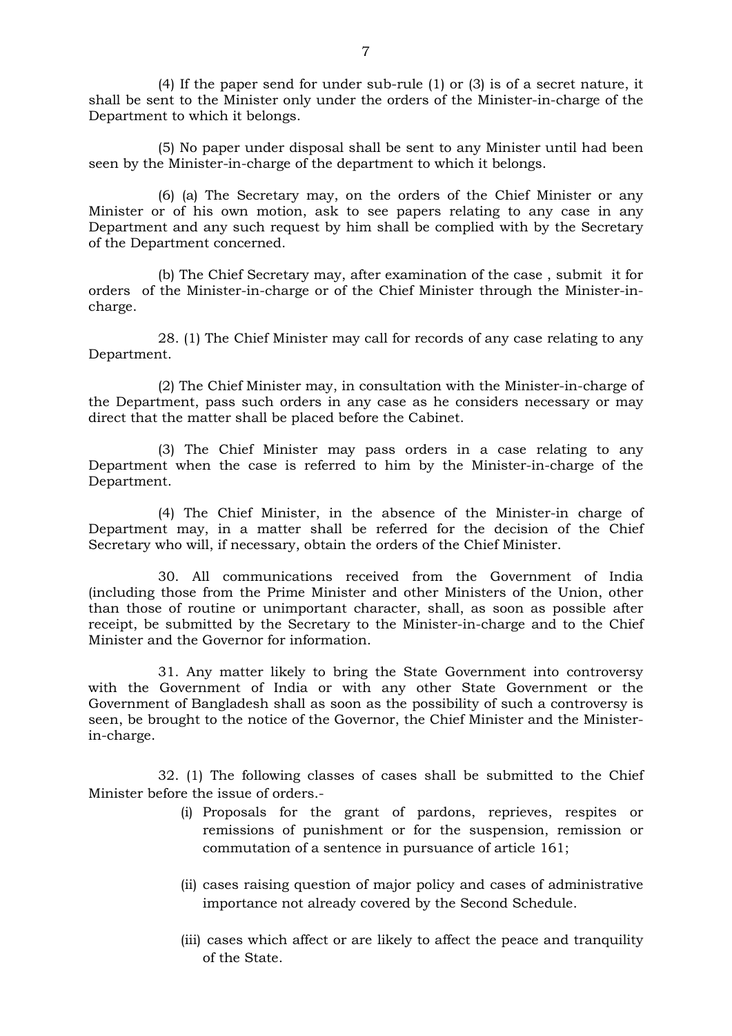(4) If the paper send for under sub-rule (1) or (3) is of a secret nature, it shall be sent to the Minister only under the orders of the Minister-in-charge of the Department to which it belongs.

(5) No paper under disposal shall be sent to any Minister until had been seen by the Minister-in-charge of the department to which it belongs.

(6) (a) The Secretary may, on the orders of the Chief Minister or any Minister or of his own motion, ask to see papers relating to any case in any Department and any such request by him shall be complied with by the Secretary of the Department concerned.

(b) The Chief Secretary may, after examination of the case , submit it for orders of the Minister-in-charge or of the Chief Minister through the Minister-in-charge.

28. (1) The Chief Minister may call for records of any case relating to any Department.

(2) The Chief Minister may, in consultation with the Minister-in-charge of the Department, pass such orders in any case as he considers necessary or may direct that the matter shall be placed before the Cabinet.

(3) The Chief Minister may pass orders in a case relating to any Department when the case is referred to him by the Minister-in-charge of the Department.

(4) The Chief Minister, in the absence of the Minister-in charge of Department may, in a matter shall be referred for the decision of the Chief Secretary who will, if necessary, obtain the orders of the Chief Minister.

30. All communications received from the Government of India (including those from the Prime Minister and other Ministers of the Union, other than those of routine or unimportant character, shall, as soon as possible after receipt, be submitted by the Secretary to the Minister-in-charge and to the Chief Minister and the Governor for information.

31. Any matter likely to bring the State Government into controversy with the Government of India or with any other State Government or the Government of Bangladesh shall as soon as the possibility of such a controversy is seen, be brought to the notice of the Governor, the Chief Minister and the Minister-in-charge.

32. (1) The following classes of cases shall be submitted to the Chief Minister before the issue of orders.-

(i) Proposals for the grant of pardons, reprieves, respites or remissions of punishment or for the suspension, remission or commutation of a sentence in pursuance of article 161;

(ii) cases raising question of major policy and cases of administrative importance not already covered by the Second Schedule.

(iii) cases which affect or are likely to affect the peace and tranquility of the State.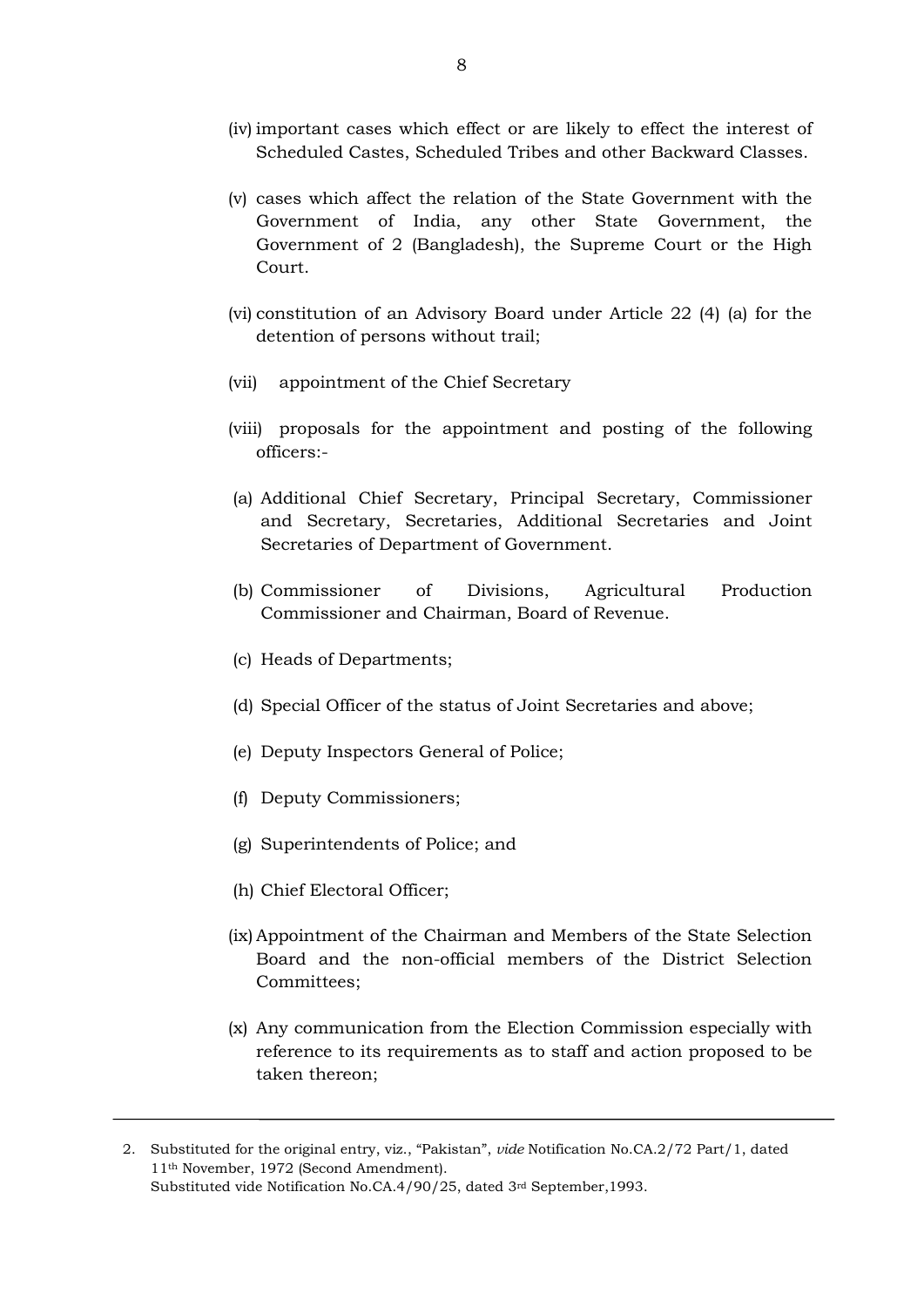(iv) important cases which effect or are likely to effect the interest of Scheduled Castes, Scheduled Tribes and other Backward Classes.

(v) cases which affect the relation of the State Government with the Government of India, any other State Government, the Government of 2 (Bangladesh), the Supreme Court or the High Court.

(vi) constitution of an Advisory Board under Article 22 (4) (a) for the detention of persons without trail;

(vii) appointment of the Chief Secretary

(viii) proposals for the appointment and posting of the following officers:-

(a) Additional Chief Secretary, Principal Secretary, Commissioner and Secretary, Secretaries, Additional Secretaries and Joint Secretaries of Department of Government.

(b) Commissioner of Divisions, Agricultural Production Commissioner and Chairman, Board of Revenue.

(c) Heads of Departments;

(d) Special Officer of the status of Joint Secretaries and above;

(e) Deputy Inspectors General of Police;

(f) Deputy Commissioners;

(g) Superintendents of Police; and

(h) Chief Electoral Officer;

(ix) Appointment of the Chairman and Members of the State Selection Board and the non-official members of the District Selection Committees;

(x) Any communication from the Election Commission especially with reference to its requirements as to staff and action proposed to be taken thereon;

---

2. Substituted for the original entry, viz., "Pakistan", *vide* Notification No.CA.2/72 Part/1, dated 11th November, 1972 (Second Amendment).
   Substituted vide Notification No.CA.4/90/25, dated 3rd September,1993.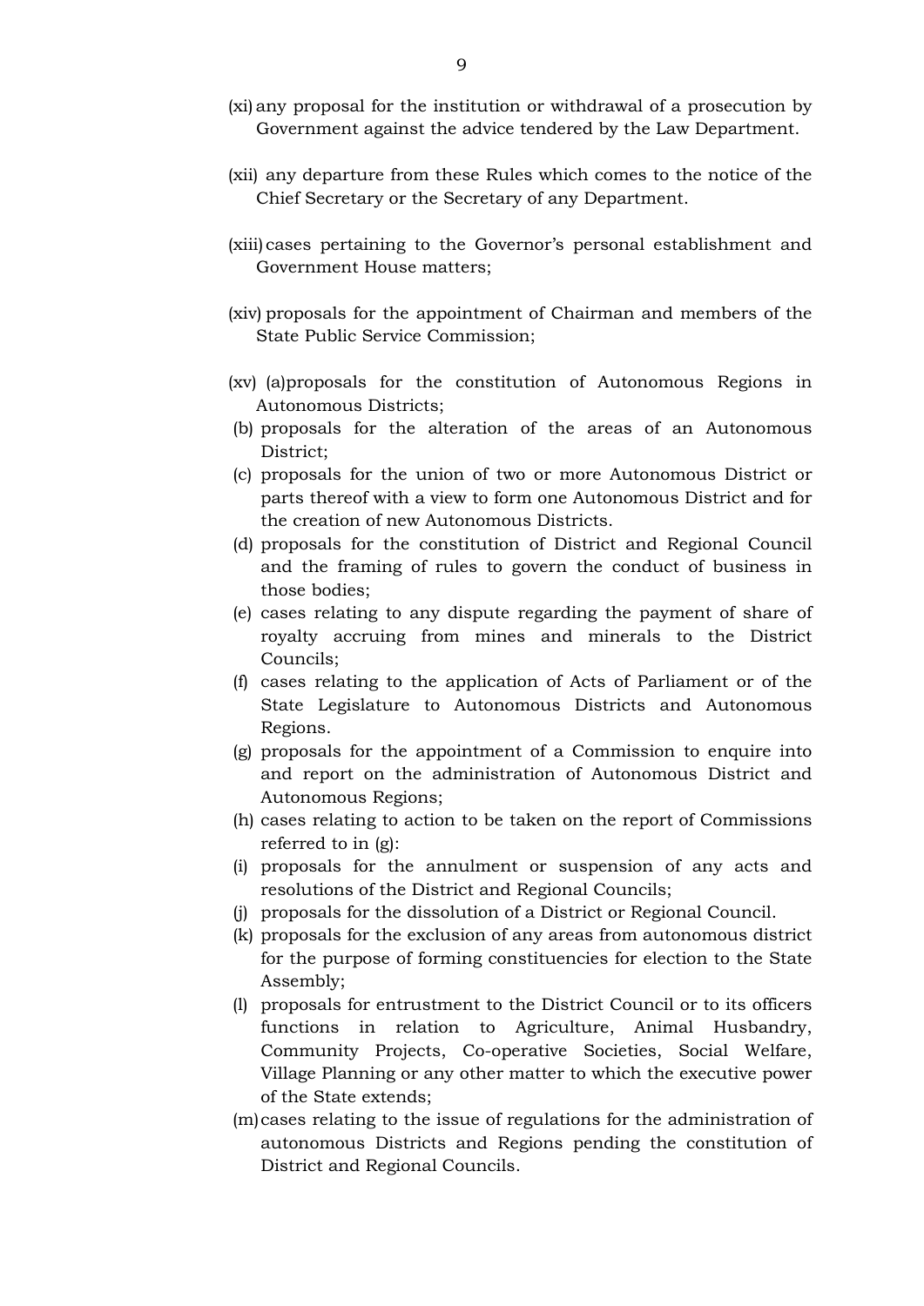(xi) any proposal for the institution or withdrawal of a prosecution by Government against the advice tendered by the Law Department.

(xii) any departure from these Rules which comes to the notice of the Chief Secretary or the Secretary of any Department.

(xiii) cases pertaining to the Governor's personal establishment and Government House matters;

(xiv) proposals for the appointment of Chairman and members of the State Public Service Commission;

(xv) (a) proposals for the constitution of Autonomous Regions in Autonomous Districts;

(b) proposals for the alteration of the areas of an Autonomous District;

(c) proposals for the union of two or more Autonomous District or parts thereof with a view to form one Autonomous District and for the creation of new Autonomous Districts.

(d) proposals for the constitution of District and Regional Council and the framing of rules to govern the conduct of business in those bodies;

(e) cases relating to any dispute regarding the payment of share of royalty accruing from mines and minerals to the District Councils;

(f) cases relating to the application of Acts of Parliament or of the State Legislature to Autonomous Districts and Autonomous Regions.

(g) proposals for the appointment of a Commission to enquire into and report on the administration of Autonomous District and Autonomous Regions;

(h) cases relating to action to be taken on the report of Commissions referred to in (g):

(i) proposals for the annulment or suspension of any acts and resolutions of the District and Regional Councils;

(j) proposals for the dissolution of a District or Regional Council.

(k) proposals for the exclusion of any areas from autonomous district for the purpose of forming constituencies for election to the State Assembly;

(l) proposals for entrustment to the District Council or to its officers functions in relation to Agriculture, Animal Husbandry, Community Projects, Co-operative Societies, Social Welfare, Village Planning or any other matter to which the executive power of the State extends;

(m) cases relating to the issue of regulations for the administration of autonomous Districts and Regions pending the constitution of District and Regional Councils.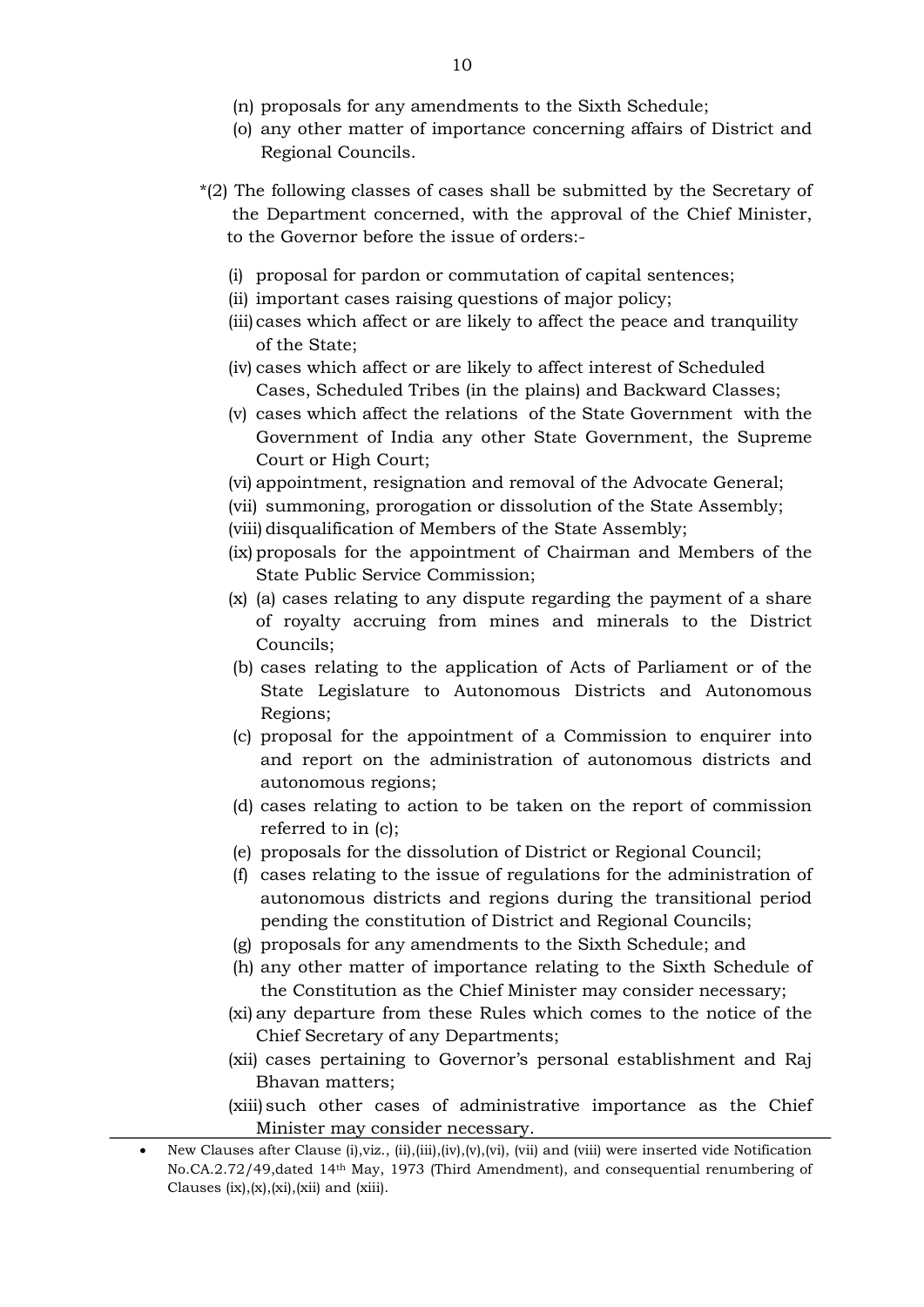(n) proposals for any amendments to the Sixth Schedule;

(o) any other matter of importance concerning affairs of District and Regional Councils.

*(2) The following classes of cases shall be submitted by the Secretary of the Department concerned, with the approval of the Chief Minister, to the Governor before the issue of orders:-

(i) proposal for pardon or commutation of capital sentences;

(ii) important cases raising questions of major policy;

(iii) cases which affect or are likely to affect the peace and tranquility of the State;

(iv) cases which affect or are likely to affect interest of Scheduled Cases, Scheduled Tribes (in the plains) and Backward Classes;

(v) cases which affect the relations of the State Government with the Government of India any other State Government, the Supreme Court or High Court;

(vi) appointment, resignation and removal of the Advocate General;

(vii) summoning, prorogation or dissolution of the State Assembly;

(viii) disqualification of Members of the State Assembly;

(ix) proposals for the appointment of Chairman and Members of the State Public Service Commission;

(x) (a) cases relating to any dispute regarding the payment of a share of royalty accruing from mines and minerals to the District Councils;

(b) cases relating to the application of Acts of Parliament or of the State Legislature to Autonomous Districts and Autonomous Regions;

(c) proposal for the appointment of a Commission to enquirer into and report on the administration of autonomous districts and autonomous regions;

(d) cases relating to action to be taken on the report of commission referred to in (c);

(e) proposals for the dissolution of District or Regional Council;

(f) cases relating to the issue of regulations for the administration of autonomous districts and regions during the transitional period pending the constitution of District and Regional Councils;

(g) proposals for any amendments to the Sixth Schedule; and

(h) any other matter of importance relating to the Sixth Schedule of the Constitution as the Chief Minister may consider necessary;

(xi) any departure from these Rules which comes to the notice of the Chief Secretary of any Departments;

(xii) cases pertaining to Governor's personal establishment and Raj Bhavan matters;

(xiii) such other cases of administrative importance as the Chief Minister may consider necessary.

---

- New Clauses after Clause (i),viz., (ii),(iii),(iv),(v),(vi), (vii) and (viii) were inserted vide Notification No.CA.2.72/49,dated 14th May, 1973 (Third Amendment), and consequential renumbering of Clauses (ix),(x),(xi),(xii) and (xiii).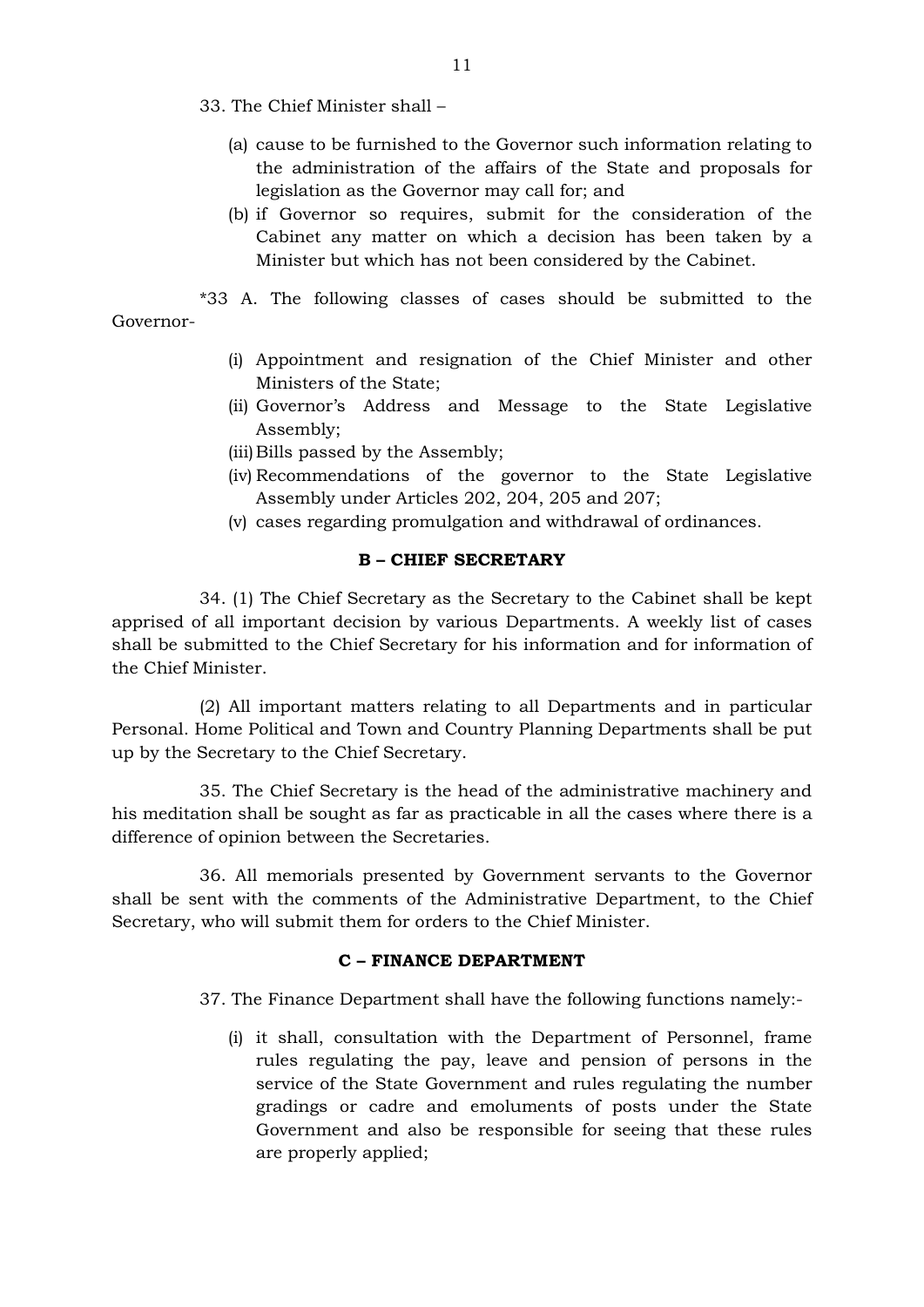33. The Chief Minister shall –

(a) cause to be furnished to the Governor such information relating to the administration of the affairs of the State and proposals for legislation as the Governor may call for; and

(b) if Governor so requires, submit for the consideration of the Cabinet any matter on which a decision has been taken by a Minister but which has not been considered by the Cabinet.

*33 A. The following classes of cases should be submitted to the Governor-

(i) Appointment and resignation of the Chief Minister and other Ministers of the State;

(ii) Governor's Address and Message to the State Legislative Assembly;

(iii) Bills passed by the Assembly;

(iv) Recommendations of the governor to the State Legislative Assembly under Articles 202, 204, 205 and 207;

(v) cases regarding promulgation and withdrawal of ordinances.

**B – CHIEF SECRETARY**

34. (1) The Chief Secretary as the Secretary to the Cabinet shall be kept apprised of all important decision by various Departments. A weekly list of cases shall be submitted to the Chief Secretary for his information and for information of the Chief Minister.

(2) All important matters relating to all Departments and in particular Personal. Home Political and Town and Country Planning Departments shall be put up by the Secretary to the Chief Secretary.

35. The Chief Secretary is the head of the administrative machinery and his meditation shall be sought as far as practicable in all the cases where there is a difference of opinion between the Secretaries.

36. All memorials presented by Government servants to the Governor shall be sent with the comments of the Administrative Department, to the Chief Secretary, who will submit them for orders to the Chief Minister.

**C – FINANCE DEPARTMENT**

37. The Finance Department shall have the following functions namely:-

(i) it shall, consultation with the Department of Personnel, frame rules regulating the pay, leave and pension of persons in the service of the State Government and rules regulating the number gradings or cadre and emoluments of posts under the State Government and also be responsible for seeing that these rules are properly applied;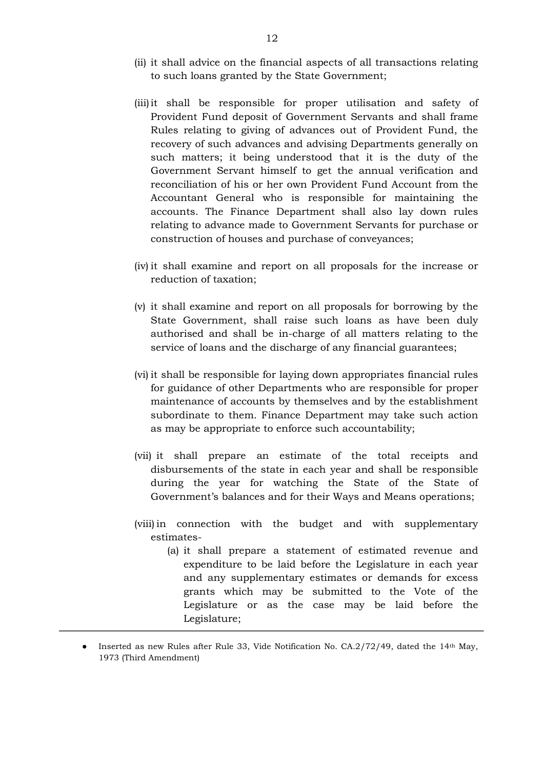(ii) it shall advice on the financial aspects of all transactions relating to such loans granted by the State Government;

(iii) it shall be responsible for proper utilisation and safety of Provident Fund deposit of Government Servants and shall frame Rules relating to giving of advances out of Provident Fund, the recovery of such advances and advising Departments generally on such matters; it being understood that it is the duty of the Government Servant himself to get the annual verification and reconciliation of his or her own Provident Fund Account from the Accountant General who is responsible for maintaining the accounts. The Finance Department shall also lay down rules relating to advance made to Government Servants for purchase or construction of houses and purchase of conveyances;

(iv) it shall examine and report on all proposals for the increase or reduction of taxation;

(v) it shall examine and report on all proposals for borrowing by the State Government, shall raise such loans as have been duly authorised and shall be in-charge of all matters relating to the service of loans and the discharge of any financial guarantees;

(vi) it shall be responsible for laying down appropriates financial rules for guidance of other Departments who are responsible for proper maintenance of accounts by themselves and by the establishment subordinate to them. Finance Department may take such action as may be appropriate to enforce such accountability;

(vii) it shall prepare an estimate of the total receipts and disbursements of the state in each year and shall be responsible during the year for watching the State of the State of Government's balances and for their Ways and Means operations;

(viii) in connection with the budget and with supplementary estimates-

(a) it shall prepare a statement of estimated revenue and expenditure to be laid before the Legislature in each year and any supplementary estimates or demands for excess grants which may be submitted to the Vote of the Legislature or as the case may be laid before the Legislature;

---

● Inserted as new Rules after Rule 33, Vide Notification No. CA.2/72/49, dated the 14th May, 1973 (Third Amendment)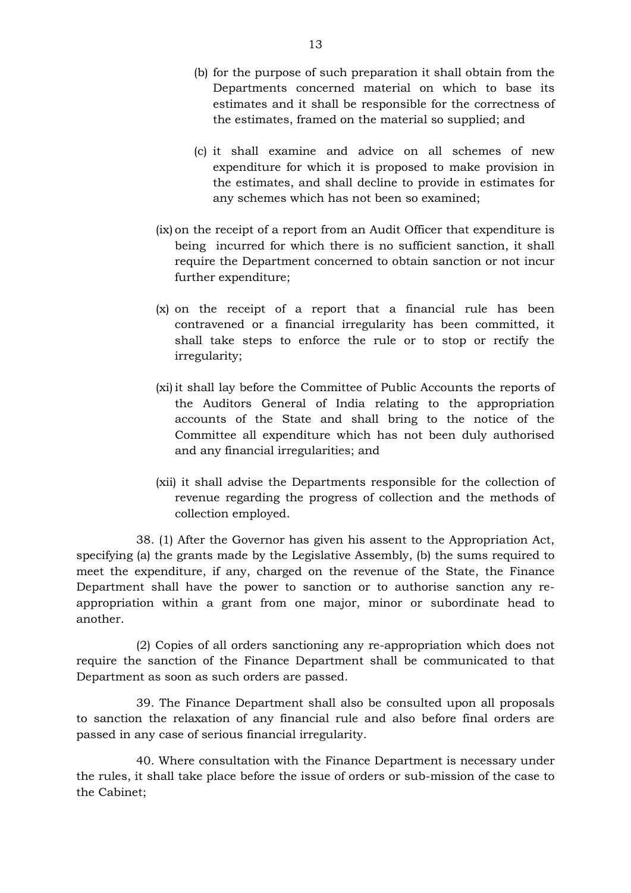(b) for the purpose of such preparation it shall obtain from the Departments concerned material on which to base its estimates and it shall be responsible for the correctness of the estimates, framed on the material so supplied; and

(c) it shall examine and advice on all schemes of new expenditure for which it is proposed to make provision in the estimates, and shall decline to provide in estimates for any schemes which has not been so examined;

(ix) on the receipt of a report from an Audit Officer that expenditure is being incurred for which there is no sufficient sanction, it shall require the Department concerned to obtain sanction or not incur further expenditure;

(x) on the receipt of a report that a financial rule has been contravened or a financial irregularity has been committed, it shall take steps to enforce the rule or to stop or rectify the irregularity;

(xi) it shall lay before the Committee of Public Accounts the reports of the Auditors General of India relating to the appropriation accounts of the State and shall bring to the notice of the Committee all expenditure which has not been duly authorised and any financial irregularities; and

(xii) it shall advise the Departments responsible for the collection of revenue regarding the progress of collection and the methods of collection employed.

38. (1) After the Governor has given his assent to the Appropriation Act, specifying (a) the grants made by the Legislative Assembly, (b) the sums required to meet the expenditure, if any, charged on the revenue of the State, the Finance Department shall have the power to sanction or to authorise sanction any re-appropriation within a grant from one major, minor or subordinate head to another.

(2) Copies of all orders sanctioning any re-appropriation which does not require the sanction of the Finance Department shall be communicated to that Department as soon as such orders are passed.

39. The Finance Department shall also be consulted upon all proposals to sanction the relaxation of any financial rule and also before final orders are passed in any case of serious financial irregularity.

40. Where consultation with the Finance Department is necessary under the rules, it shall take place before the issue of orders or sub-mission of the case to the Cabinet;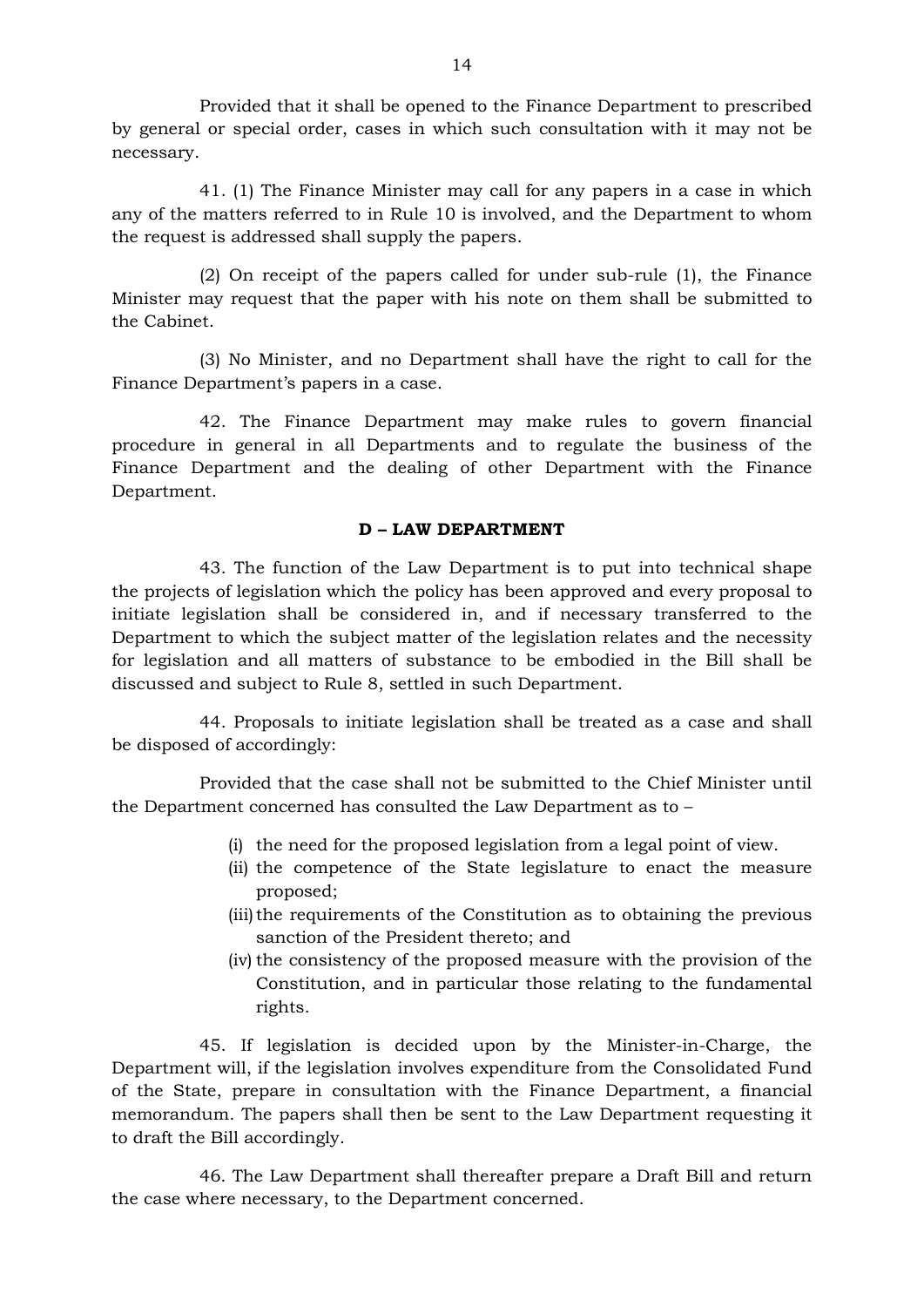Provided that it shall be opened to the Finance Department to prescribed by general or special order, cases in which such consultation with it may not be necessary.

41. (1) The Finance Minister may call for any papers in a case in which any of the matters referred to in Rule 10 is involved, and the Department to whom the request is addressed shall supply the papers.

(2) On receipt of the papers called for under sub-rule (1), the Finance Minister may request that the paper with his note on them shall be submitted to the Cabinet.

(3) No Minister, and no Department shall have the right to call for the Finance Department's papers in a case.

42. The Finance Department may make rules to govern financial procedure in general in all Departments and to regulate the business of the Finance Department and the dealing of other Department with the Finance Department.

**D – LAW DEPARTMENT**

43. The function of the Law Department is to put into technical shape the projects of legislation which the policy has been approved and every proposal to initiate legislation shall be considered in, and if necessary transferred to the Department to which the subject matter of the legislation relates and the necessity for legislation and all matters of substance to be embodied in the Bill shall be discussed and subject to Rule 8, settled in such Department.

44. Proposals to initiate legislation shall be treated as a case and shall be disposed of accordingly:

Provided that the case shall not be submitted to the Chief Minister until the Department concerned has consulted the Law Department as to –

(i) the need for the proposed legislation from a legal point of view.
(ii) the competence of the State legislature to enact the measure proposed;
(iii) the requirements of the Constitution as to obtaining the previous sanction of the President thereto; and
(iv) the consistency of the proposed measure with the provision of the Constitution, and in particular those relating to the fundamental rights.

45. If legislation is decided upon by the Minister-in-Charge, the Department will, if the legislation involves expenditure from the Consolidated Fund of the State, prepare in consultation with the Finance Department, a financial memorandum. The papers shall then be sent to the Law Department requesting it to draft the Bill accordingly.

46. The Law Department shall thereafter prepare a Draft Bill and return the case where necessary, to the Department concerned.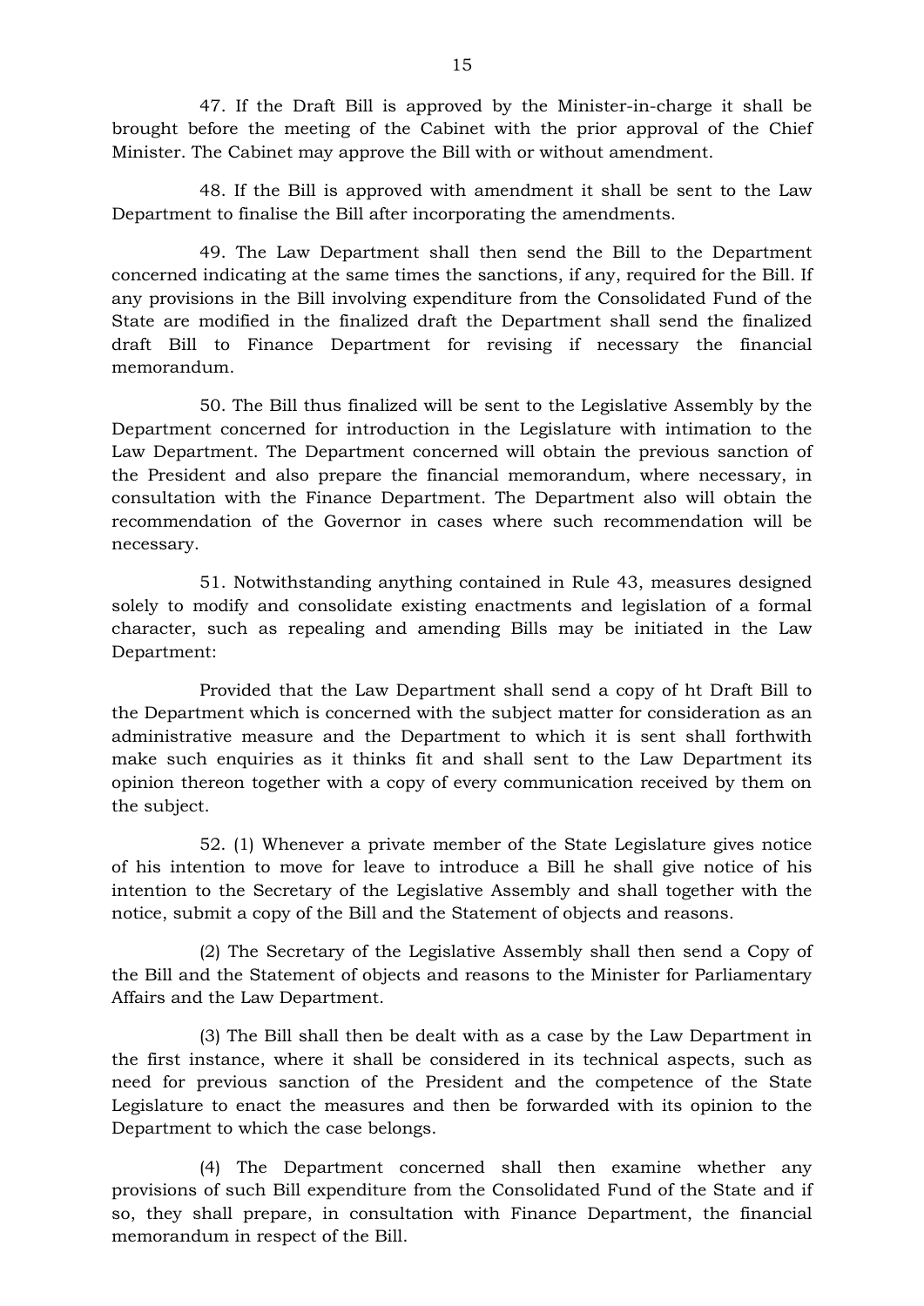47. If the Draft Bill is approved by the Minister-in-charge it shall be brought before the meeting of the Cabinet with the prior approval of the Chief Minister. The Cabinet may approve the Bill with or without amendment.

48. If the Bill is approved with amendment it shall be sent to the Law Department to finalise the Bill after incorporating the amendments.

49. The Law Department shall then send the Bill to the Department concerned indicating at the same times the sanctions, if any, required for the Bill. If any provisions in the Bill involving expenditure from the Consolidated Fund of the State are modified in the finalized draft the Department shall send the finalized draft Bill to Finance Department for revising if necessary the financial memorandum.

50. The Bill thus finalized will be sent to the Legislative Assembly by the Department concerned for introduction in the Legislature with intimation to the Law Department. The Department concerned will obtain the previous sanction of the President and also prepare the financial memorandum, where necessary, in consultation with the Finance Department. The Department also will obtain the recommendation of the Governor in cases where such recommendation will be necessary.

51. Notwithstanding anything contained in Rule 43, measures designed solely to modify and consolidate existing enactments and legislation of a formal character, such as repealing and amending Bills may be initiated in the Law Department:

Provided that the Law Department shall send a copy of ht Draft Bill to the Department which is concerned with the subject matter for consideration as an administrative measure and the Department to which it is sent shall forthwith make such enquiries as it thinks fit and shall sent to the Law Department its opinion thereon together with a copy of every communication received by them on the subject.

52. (1) Whenever a private member of the State Legislature gives notice of his intention to move for leave to introduce a Bill he shall give notice of his intention to the Secretary of the Legislative Assembly and shall together with the notice, submit a copy of the Bill and the Statement of objects and reasons.

(2) The Secretary of the Legislative Assembly shall then send a Copy of the Bill and the Statement of objects and reasons to the Minister for Parliamentary Affairs and the Law Department.

(3) The Bill shall then be dealt with as a case by the Law Department in the first instance, where it shall be considered in its technical aspects, such as need for previous sanction of the President and the competence of the State Legislature to enact the measures and then be forwarded with its opinion to the Department to which the case belongs.

(4) The Department concerned shall then examine whether any provisions of such Bill expenditure from the Consolidated Fund of the State and if so, they shall prepare, in consultation with Finance Department, the financial memorandum in respect of the Bill.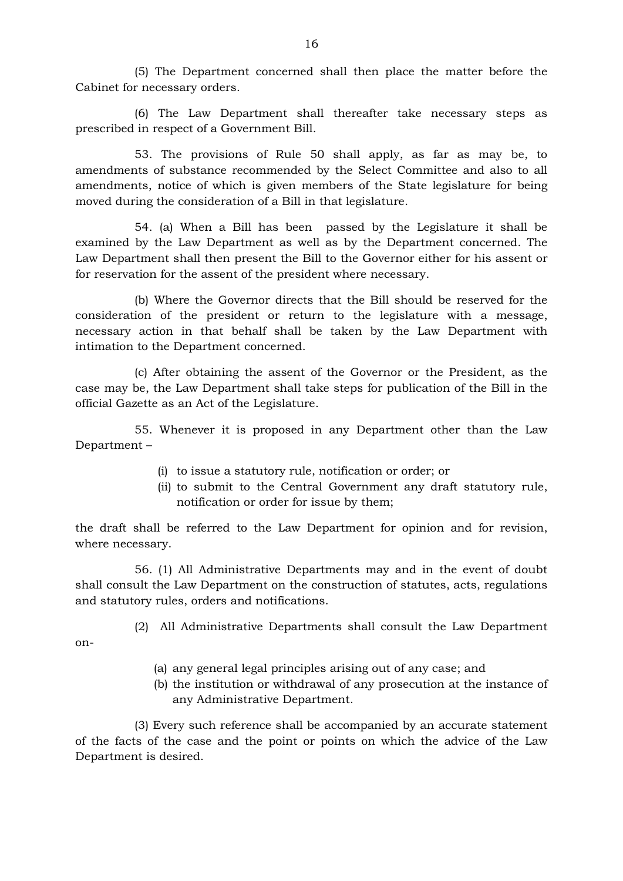(5) The Department concerned shall then place the matter before the Cabinet for necessary orders.

(6) The Law Department shall thereafter take necessary steps as prescribed in respect of a Government Bill.

53. The provisions of Rule 50 shall apply, as far as may be, to amendments of substance recommended by the Select Committee and also to all amendments, notice of which is given members of the State legislature for being moved during the consideration of a Bill in that legislature.

54. (a) When a Bill has been passed by the Legislature it shall be examined by the Law Department as well as by the Department concerned. The Law Department shall then present the Bill to the Governor either for his assent or for reservation for the assent of the president where necessary.

(b) Where the Governor directs that the Bill should be reserved for the consideration of the president or return to the legislature with a message, necessary action in that behalf shall be taken by the Law Department with intimation to the Department concerned.

(c) After obtaining the assent of the Governor or the President, as the case may be, the Law Department shall take steps for publication of the Bill in the official Gazette as an Act of the Legislature.

55. Whenever it is proposed in any Department other than the Law Department –

(i) to issue a statutory rule, notification or order; or
(ii) to submit to the Central Government any draft statutory rule, notification or order for issue by them;

the draft shall be referred to the Law Department for opinion and for revision, where necessary.

56. (1) All Administrative Departments may and in the event of doubt shall consult the Law Department on the construction of statutes, acts, regulations and statutory rules, orders and notifications.

(2) All Administrative Departments shall consult the Law Department on-

(a) any general legal principles arising out of any case; and
(b) the institution or withdrawal of any prosecution at the instance of any Administrative Department.

(3) Every such reference shall be accompanied by an accurate statement of the facts of the case and the point or points on which the advice of the Law Department is desired.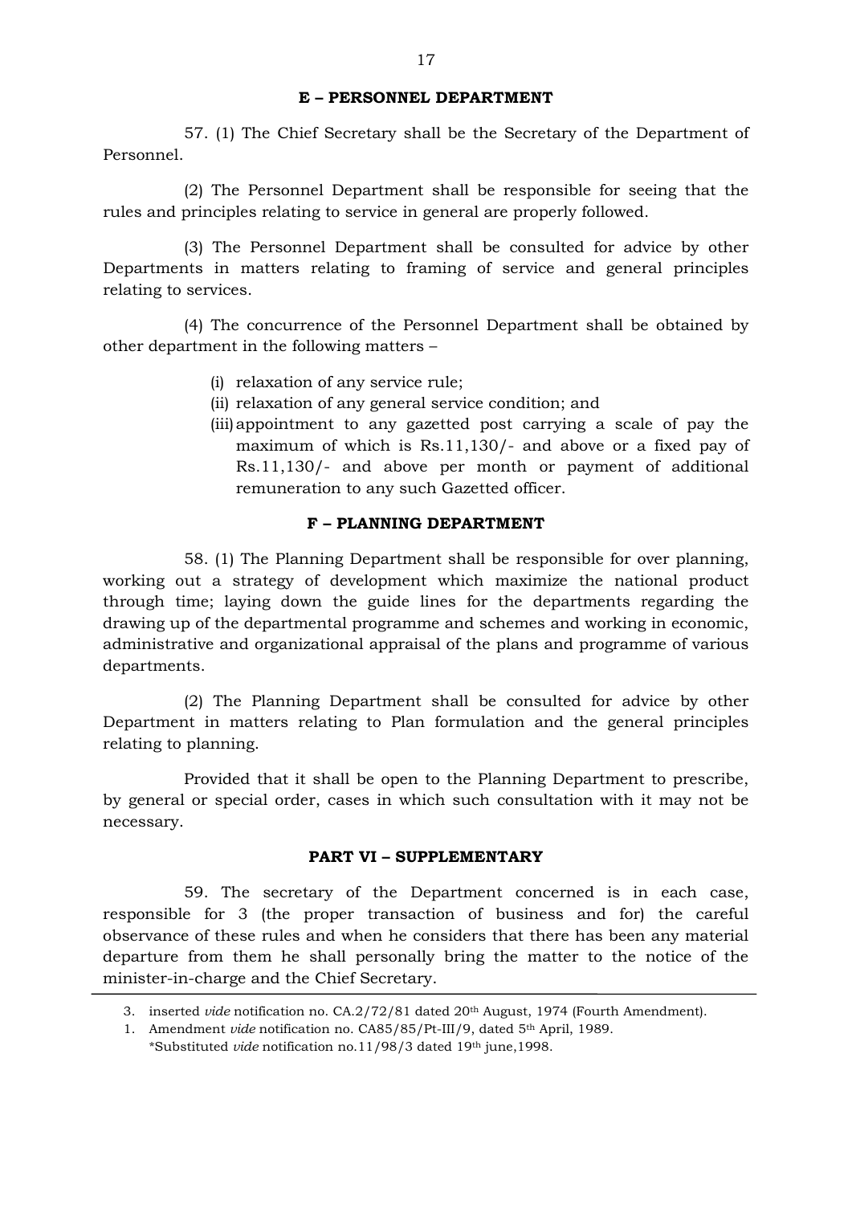### E – PERSONNEL DEPARTMENT

57. (1) The Chief Secretary shall be the Secretary of the Department of Personnel.

(2) The Personnel Department shall be responsible for seeing that the rules and principles relating to service in general are properly followed.

(3) The Personnel Department shall be consulted for advice by other Departments in matters relating to framing of service and general principles relating to services.

(4) The concurrence of the Personnel Department shall be obtained by other department in the following matters –

- (i) relaxation of any service rule;
- (ii) relaxation of any general service condition; and
- (iii) appointment to any gazetted post carrying a scale of pay the maximum of which is Rs.11,130/- and above or a fixed pay of Rs.11,130/- and above per month or payment of additional remuneration to any such Gazetted officer.

### F – PLANNING DEPARTMENT

58. (1) The Planning Department shall be responsible for over planning, working out a strategy of development which maximize the national product through time; laying down the guide lines for the departments regarding the drawing up of the departmental programme and schemes and working in economic, administrative and organizational appraisal of the plans and programme of various departments.

(2) The Planning Department shall be consulted for advice by other Department in matters relating to Plan formulation and the general principles relating to planning.

Provided that it shall be open to the Planning Department to prescribe, by general or special order, cases in which such consultation with it may not be necessary.

## PART VI – SUPPLEMENTARY

59. The secretary of the Department concerned is in each case, responsible for 3 (the proper transaction of business and for) the careful observance of these rules and when he considers that there has been any material departure from them he shall personally bring the matter to the notice of the minister-in-charge and the Chief Secretary.

---

3. inserted *vide* notification no. CA.2/72/81 dated 20th August, 1974 (Fourth Amendment).
1. Amendment *vide* notification no. CA85/85/Pt-III/9, dated 5th April, 1989.
   *Substituted *vide* notification no.11/98/3 dated 19th june,1998.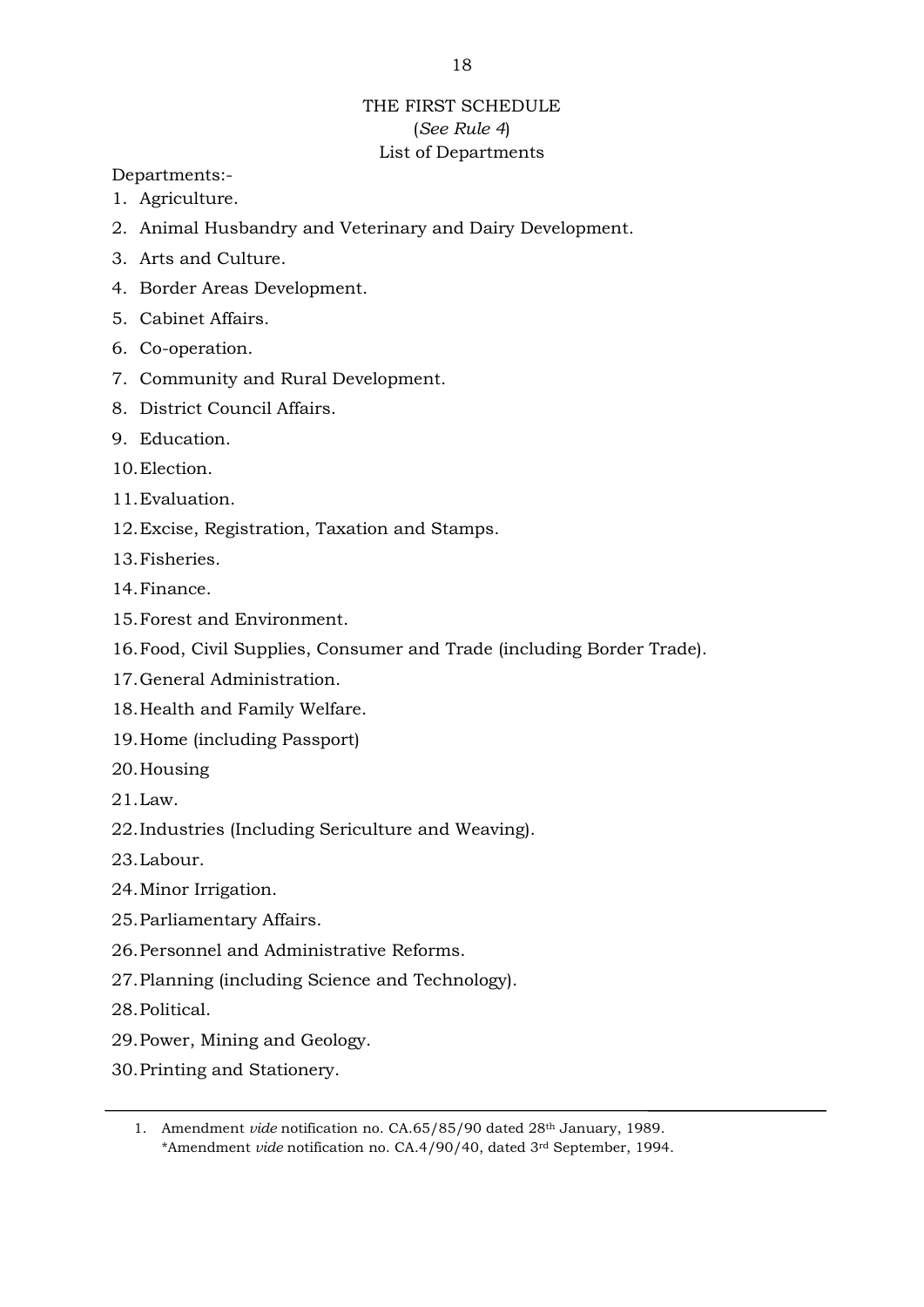# THE FIRST SCHEDULE

(*See Rule 4*)

List of Departments

Departments:-

1. Agriculture.
2. Animal Husbandry and Veterinary and Dairy Development.
3. Arts and Culture.
4. Border Areas Development.
5. Cabinet Affairs.
6. Co-operation.
7. Community and Rural Development.
8. District Council Affairs.
9. Education.
10. Election.
11. Evaluation.
12. Excise, Registration, Taxation and Stamps.
13. Fisheries.
14. Finance.
15. Forest and Environment.
16. Food, Civil Supplies, Consumer and Trade (including Border Trade).
17. General Administration.
18. Health and Family Welfare.
19. Home (including Passport)
20. Housing
21. Law.
22. Industries (Including Sericulture and Weaving).
23. Labour.
24. Minor Irrigation.
25. Parliamentary Affairs.
26. Personnel and Administrative Reforms.
27. Planning (including Science and Technology).
28. Political.
29. Power, Mining and Geology.
30. Printing and Stationery.

---

1. Amendment *vide* notification no. CA.65/85/90 dated 28th January, 1989.
   *Amendment *vide* notification no. CA.4/90/40, dated 3rd September, 1994.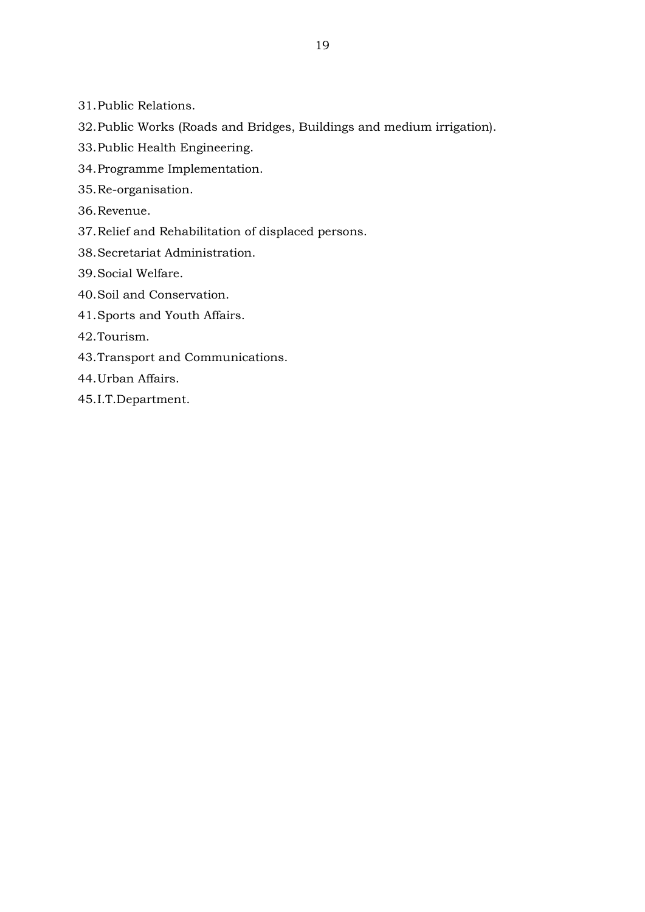31. Public Relations.
32. Public Works (Roads and Bridges, Buildings and medium irrigation).
33. Public Health Engineering.
34. Programme Implementation.
35. Re-organisation.
36. Revenue.
37. Relief and Rehabilitation of displaced persons.
38. Secretariat Administration.
39. Social Welfare.
40. Soil and Conservation.
41. Sports and Youth Affairs.
42. Tourism.
43. Transport and Communications.
44. Urban Affairs.
45. I.T.Department.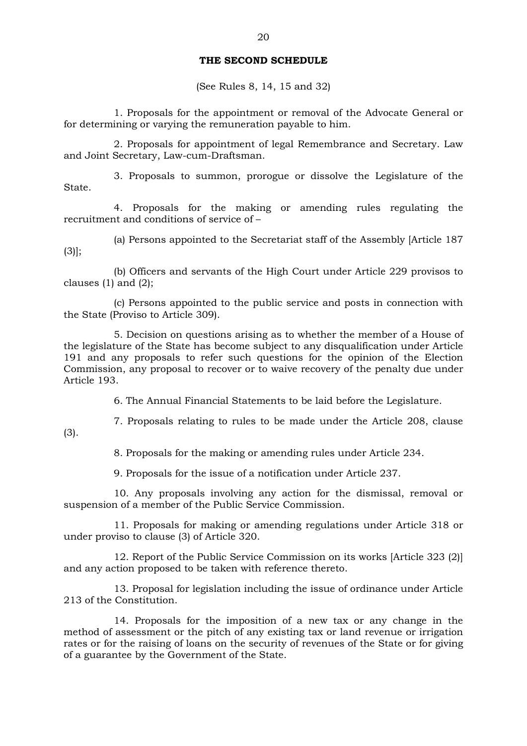## THE SECOND SCHEDULE

(See Rules 8, 14, 15 and 32)

1. Proposals for the appointment or removal of the Advocate General or for determining or varying the remuneration payable to him.

2. Proposals for appointment of legal Remembrance and Secretary. Law and Joint Secretary, Law-cum-Draftsman.

3. Proposals to summon, prorogue or dissolve the Legislature of the State.

4. Proposals for the making or amending rules regulating the recruitment and conditions of service of –

(a) Persons appointed to the Secretariat staff of the Assembly [Article 187 (3)];

(b) Officers and servants of the High Court under Article 229 provisos to clauses (1) and (2);

(c) Persons appointed to the public service and posts in connection with the State (Proviso to Article 309).

5. Decision on questions arising as to whether the member of a House of the legislature of the State has become subject to any disqualification under Article 191 and any proposals to refer such questions for the opinion of the Election Commission, any proposal to recover or to waive recovery of the penalty due under Article 193.

6. The Annual Financial Statements to be laid before the Legislature.

7. Proposals relating to rules to be made under the Article 208, clause (3).

8. Proposals for the making or amending rules under Article 234.

9. Proposals for the issue of a notification under Article 237.

10. Any proposals involving any action for the dismissal, removal or suspension of a member of the Public Service Commission.

11. Proposals for making or amending regulations under Article 318 or under proviso to clause (3) of Article 320.

12. Report of the Public Service Commission on its works [Article 323 (2)] and any action proposed to be taken with reference thereto.

13. Proposal for legislation including the issue of ordinance under Article 213 of the Constitution.

14. Proposals for the imposition of a new tax or any change in the method of assessment or the pitch of any existing tax or land revenue or irrigation rates or for the raising of loans on the security of revenues of the State or for giving of a guarantee by the Government of the State.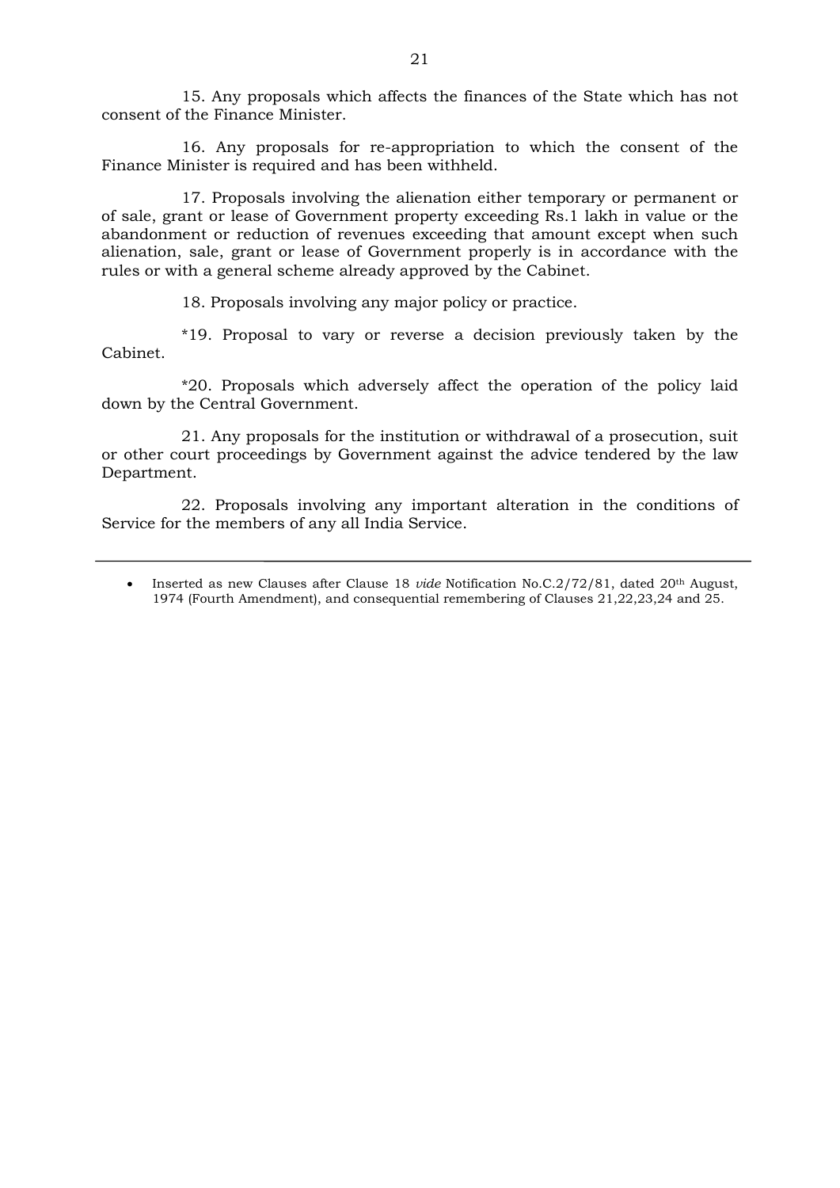15. Any proposals which affects the finances of the State which has not consent of the Finance Minister.

16. Any proposals for re-appropriation to which the consent of the Finance Minister is required and has been withheld.

17. Proposals involving the alienation either temporary or permanent or of sale, grant or lease of Government property exceeding Rs.1 lakh in value or the abandonment or reduction of revenues exceeding that amount except when such alienation, sale, grant or lease of Government properly is in accordance with the rules or with a general scheme already approved by the Cabinet.

18. Proposals involving any major policy or practice.

*19. Proposal to vary or reverse a decision previously taken by the Cabinet.

*20. Proposals which adversely affect the operation of the policy laid down by the Central Government.

21. Any proposals for the institution or withdrawal of a prosecution, suit or other court proceedings by Government against the advice tendered by the law Department.

22. Proposals involving any important alteration in the conditions of Service for the members of any all India Service.

---

- Inserted as new Clauses after Clause 18 *vide* Notification No.C.2/72/81, dated 20th August, 1974 (Fourth Amendment), and consequential remembering of Clauses 21,22,23,24 and 25.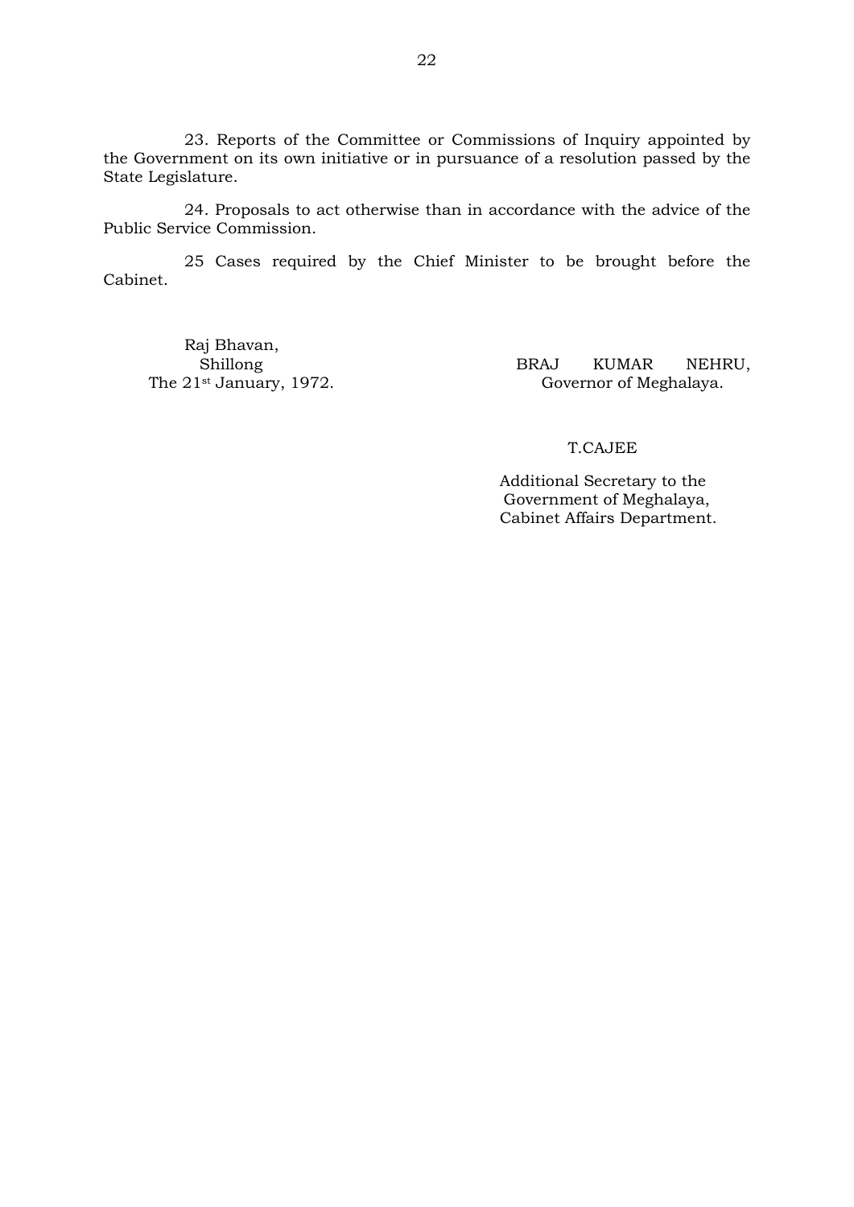23. Reports of the Committee or Commissions of Inquiry appointed by the Government on its own initiative or in pursuance of a resolution passed by the State Legislature.

24. Proposals to act otherwise than in accordance with the advice of the Public Service Commission.

25 Cases required by the Chief Minister to be brought before the Cabinet.

Raj Bhavan,
Shillong
The 21st January, 1972.

BRAJ KUMAR NEHRU,
Governor of Meghalaya.

T.CAJEE

Additional Secretary to the
Government of Meghalaya,
Cabinet Affairs Department.